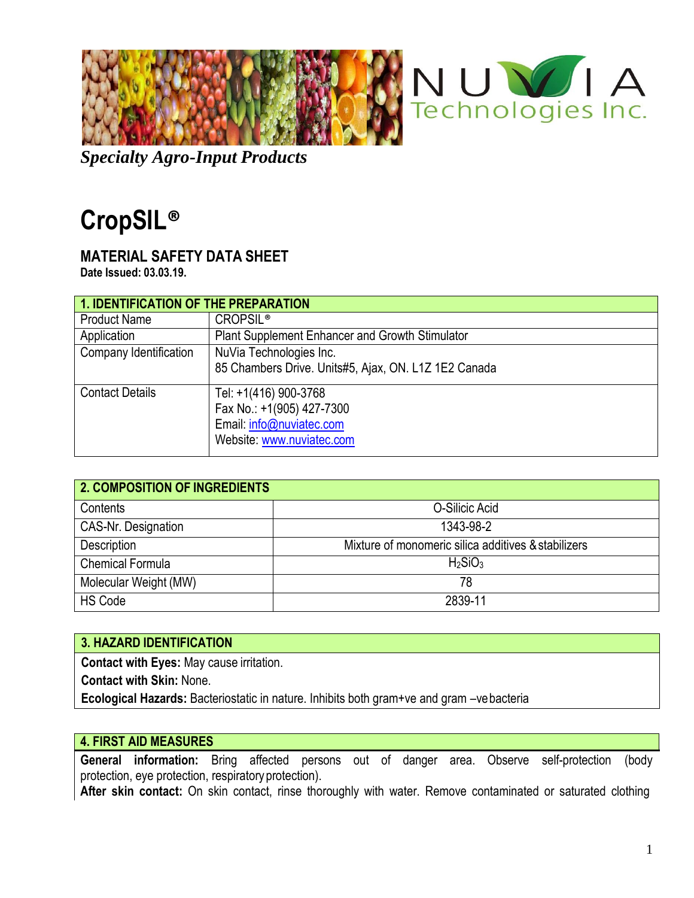NUVIA Technologies Inc.

*Specialty Agro-Input Products*

# CropSIL®

## MATERIAL SAFETY DATA SHEET

**Date Issued: 03.03.19.**

| 1. IDENTIFICATION OF THE PREPARATION | |
|---|---|
| Product Name | CROPSIL® |
| Application | Plant Supplement Enhancer and Growth Stimulator |
| Company Identification | NuVia Technologies Inc.<br>85 Chambers Drive. Units#5, Ajax, ON. L1Z 1E2 Canada |
| Contact Details | Tel: +1(416) 900-3768<br>Fax No.: +1(905) 427-7300<br>Email: info@nuviatec.com<br>Website: www.nuviatec.com |

| 2. COMPOSITION OF INGREDIENTS | |
|---|---|
| Contents | O-Silicic Acid |
| CAS-Nr. Designation | 1343-98-2 |
| Description | Mixture of monomeric silica additives & stabilizers |
| Chemical Formula | $H_2SiO_3$ |
| Molecular Weight (MW) | 78 |
| HS Code | 2839-11 |

### 3. HAZARD IDENTIFICATION

**Contact with Eyes:** May cause irritation.

**Contact with Skin:** None.

**Ecological Hazards:** Bacteriostatic in nature. Inhibits both gram+ve and gram –ve bacteria

### 4. FIRST AID MEASURES

**General information:** Bring affected persons out of danger area. Observe self-protection (body protection, eye protection, respiratory protection).

**After skin contact:** On skin contact, rinse thoroughly with water. Remove contaminated or saturated clothing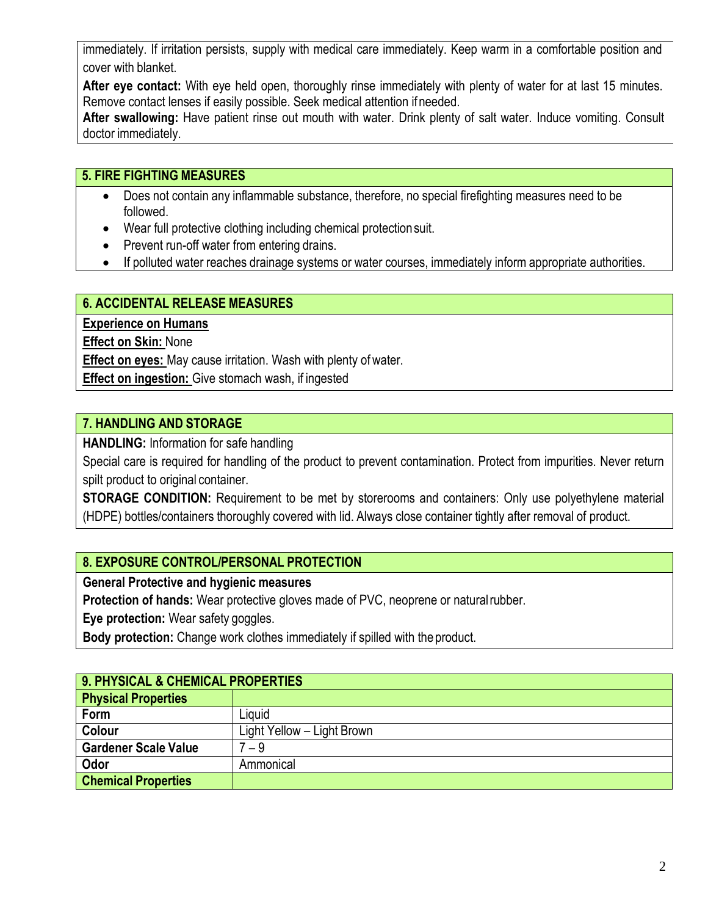immediately. If irritation persists, supply with medical care immediately. Keep warm in a comfortable position and cover with blanket.

**After eye contact:** With eye held open, thoroughly rinse immediately with plenty of water for at last 15 minutes. Remove contact lenses if easily possible. Seek medical attention if needed.

**After swallowing:** Have patient rinse out mouth with water. Drink plenty of salt water. Induce vomiting. Consult doctor immediately.

## 5. FIRE FIGHTING MEASURES

- Does not contain any inflammable substance, therefore, no special firefighting measures need to be followed.
- Wear full protective clothing including chemical protection suit.
- Prevent run-off water from entering drains.
- If polluted water reaches drainage systems or water courses, immediately inform appropriate authorities.

## 6. ACCIDENTAL RELEASE MEASURES

**Experience on Humans**

**Effect on Skin:** None

**Effect on eyes:** May cause irritation. Wash with plenty of water.

**Effect on ingestion:** Give stomach wash, if ingested

## 7. HANDLING AND STORAGE

**HANDLING:** Information for safe handling

Special care is required for handling of the product to prevent contamination. Protect from impurities. Never return spilt product to original container.

**STORAGE CONDITION:** Requirement to be met by storerooms and containers: Only use polyethylene material (HDPE) bottles/containers thoroughly covered with lid. Always close container tightly after removal of product.

## 8. EXPOSURE CONTROL/PERSONAL PROTECTION

**General Protective and hygienic measures**

**Protection of hands:** Wear protective gloves made of PVC, neoprene or natural rubber.

**Eye protection:** Wear safety goggles.

**Body protection:** Change work clothes immediately if spilled with the product.

## 9. PHYSICAL & CHEMICAL PROPERTIES

| **Physical Properties** | |
|---|---|
| **Form** | Liquid |
| **Colour** | Light Yellow – Light Brown |
| **Gardener Scale Value** | 7 – 9 |
| **Odor** | Ammonical |
| **Chemical Properties** | |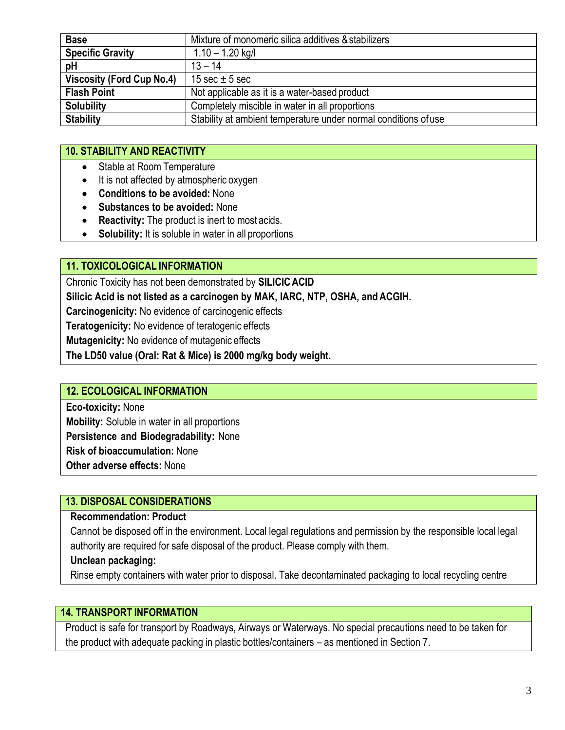| **Base** | Mixture of monomeric silica additives & stabilizers |
| --- | --- |
| **Specific Gravity** | 1.10 – 1.20 kg/l |
| **pH** | 13 – 14 |
| **Viscosity (Ford Cup No.4)** | 15 sec ± 5 sec |
| **Flash Point** | Not applicable as it is a water-based product |
| **Solubility** | Completely miscible in water in all proportions |
| **Stability** | Stability at ambient temperature under normal conditions of use |

## 10. STABILITY AND REACTIVITY

- Stable at Room Temperature
- It is not affected by atmospheric oxygen
- **Conditions to be avoided:** None
- **Substances to be avoided:** None
- **Reactivity:** The product is inert to most acids.
- **Solubility:** It is soluble in water in all proportions

## 11. TOXICOLOGICAL INFORMATION

Chronic Toxicity has not been demonstrated by **SILICIC ACID**

**Silicic Acid is not listed as a carcinogen by MAK, IARC, NTP, OSHA, and ACGIH.**

**Carcinogenicity:** No evidence of carcinogenic effects

**Teratogenicity:** No evidence of teratogenic effects

**Mutagenicity:** No evidence of mutagenic effects

**The LD50 value (Oral: Rat & Mice) is 2000 mg/kg body weight.**

## 12. ECOLOGICAL INFORMATION

**Eco-toxicity:** None

**Mobility:** Soluble in water in all proportions

**Persistence and Biodegradability:** None

**Risk of bioaccumulation:** None

**Other adverse effects:** None

## 13. DISPOSAL CONSIDERATIONS

**Recommendation: Product**

Cannot be disposed off in the environment. Local legal regulations and permission by the responsible local legal authority are required for safe disposal of the product. Please comply with them.

**Unclean packaging:**

Rinse empty containers with water prior to disposal. Take decontaminated packaging to local recycling centre

## 14. TRANSPORT INFORMATION

Product is safe for transport by Roadways, Airways or Waterways. No special precautions need to be taken for the product with adequate packing in plastic bottles/containers – as mentioned in Section 7.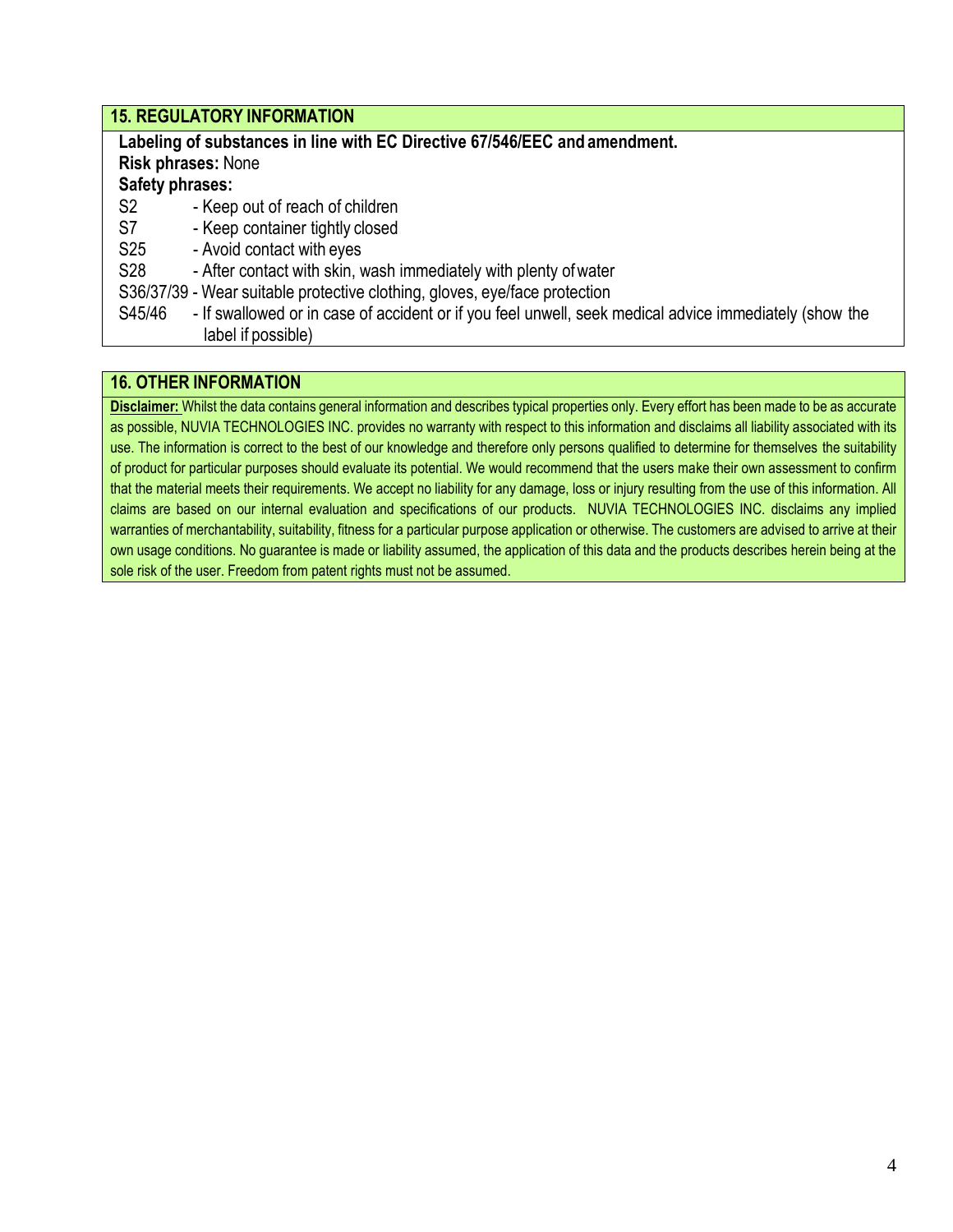## 15. REGULATORY INFORMATION

**Labeling of substances in line with EC Directive 67/546/EEC and amendment.**

**Risk phrases:** None

**Safety phrases:**

S2 - Keep out of reach of children

S7 - Keep container tightly closed

S25 - Avoid contact with eyes

S28 - After contact with skin, wash immediately with plenty of water

S36/37/39 - Wear suitable protective clothing, gloves, eye/face protection

S45/46 - If swallowed or in case of accident or if you feel unwell, seek medical advice immediately (show the label if possible)

## 16. OTHER INFORMATION

**Disclaimer:** Whilst the data contains general information and describes typical properties only. Every effort has been made to be as accurate as possible, NUVIA TECHNOLOGIES INC. provides no warranty with respect to this information and disclaims all liability associated with its use. The information is correct to the best of our knowledge and therefore only persons qualified to determine for themselves the suitability of product for particular purposes should evaluate its potential. We would recommend that the users make their own assessment to confirm that the material meets their requirements. We accept no liability for any damage, loss or injury resulting from the use of this information. All claims are based on our internal evaluation and specifications of our products. NUVIA TECHNOLOGIES INC. disclaims any implied warranties of merchantability, suitability, fitness for a particular purpose application or otherwise. The customers are advised to arrive at their own usage conditions. No guarantee is made or liability assumed, the application of this data and the products describes herein being at the sole risk of the user. Freedom from patent rights must not be assumed.